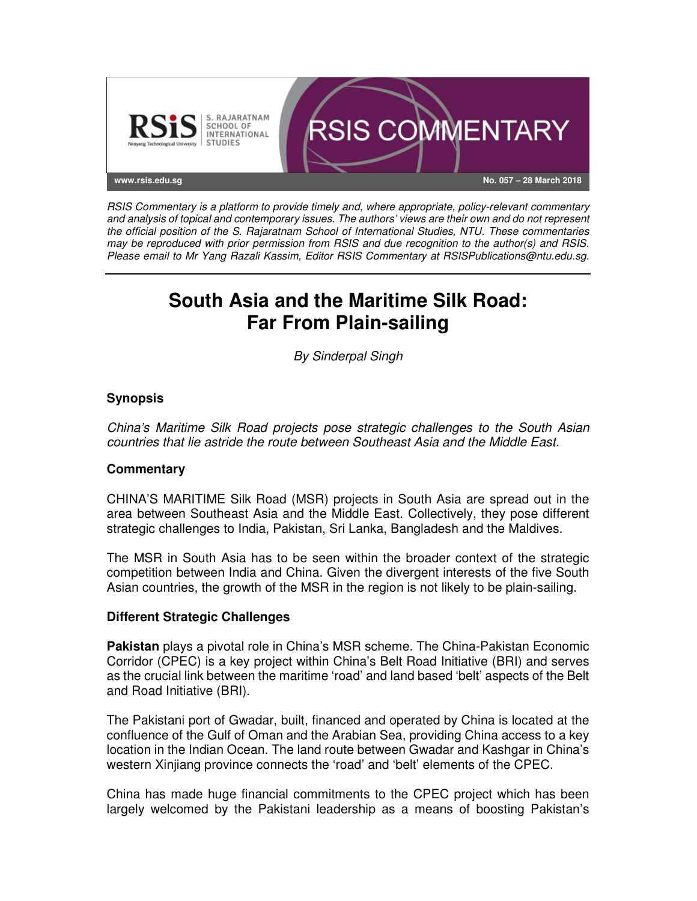RSIS Commentary is a platform to provide timely and, where appropriate, policy-relevant commentary and analysis of topical and contemporary issues. The authors' views are their own and do not represent the official position of the S. Rajaratnam School of International Studies, NTU. These commentaries may be reproduced with prior permission from RSIS and due recognition to the author(s) and RSIS. Please email to Mr Yang Razali Kassim, Editor RSIS Commentary at RSISPublications@ntu.edu.sg.

# South Asia and the Maritime Silk Road: Far From Plain-sailing

*By Sinderpal Singh*

### Synopsis

*China's Maritime Silk Road projects pose strategic challenges to the South Asian countries that lie astride the route between Southeast Asia and the Middle East.*

### Commentary

CHINA'S MARITIME Silk Road (MSR) projects in South Asia are spread out in the area between Southeast Asia and the Middle East. Collectively, they pose different strategic challenges to India, Pakistan, Sri Lanka, Bangladesh and the Maldives.

The MSR in South Asia has to be seen within the broader context of the strategic competition between India and China. Given the divergent interests of the five South Asian countries, the growth of the MSR in the region is not likely to be plain-sailing.

### Different Strategic Challenges

**Pakistan** plays a pivotal role in China's MSR scheme. The China-Pakistan Economic Corridor (CPEC) is a key project within China's Belt Road Initiative (BRI) and serves as the crucial link between the maritime 'road' and land based 'belt' aspects of the Belt and Road Initiative (BRI).

The Pakistani port of Gwadar, built, financed and operated by China is located at the confluence of the Gulf of Oman and the Arabian Sea, providing China access to a key location in the Indian Ocean. The land route between Gwadar and Kashgar in China's western Xinjiang province connects the 'road' and 'belt' elements of the CPEC.

China has made huge financial commitments to the CPEC project which has been largely welcomed by the Pakistani leadership as a means of boosting Pakistan's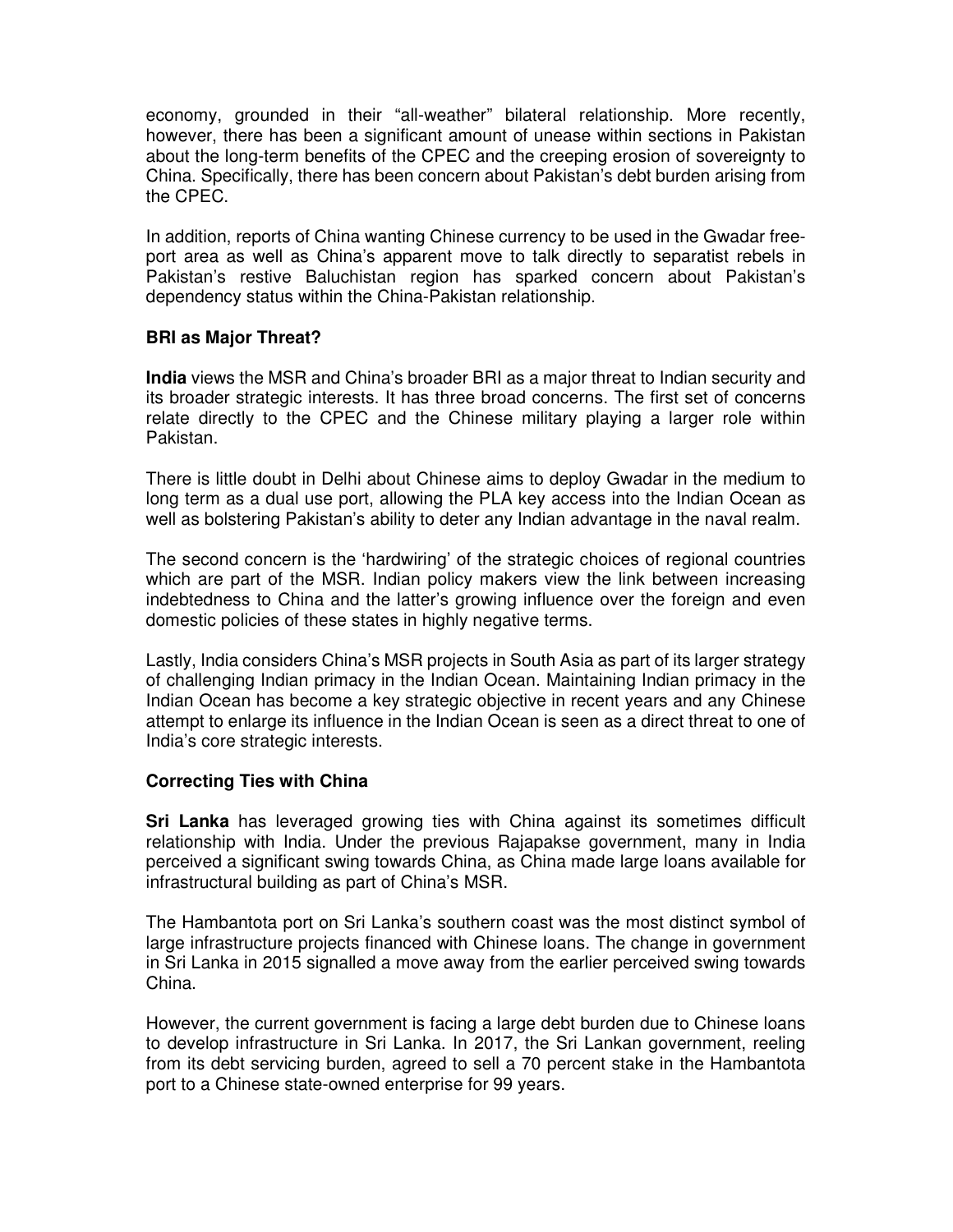economy, grounded in their "all-weather" bilateral relationship. More recently, however, there has been a significant amount of unease within sections in Pakistan about the long-term benefits of the CPEC and the creeping erosion of sovereignty to China. Specifically, there has been concern about Pakistan's debt burden arising from the CPEC.

In addition, reports of China wanting Chinese currency to be used in the Gwadar free-port area as well as China's apparent move to talk directly to separatist rebels in Pakistan's restive Baluchistan region has sparked concern about Pakistan's dependency status within the China-Pakistan relationship.

### BRI as Major Threat?

**India** views the MSR and China's broader BRI as a major threat to Indian security and its broader strategic interests. It has three broad concerns. The first set of concerns relate directly to the CPEC and the Chinese military playing a larger role within Pakistan.

There is little doubt in Delhi about Chinese aims to deploy Gwadar in the medium to long term as a dual use port, allowing the PLA key access into the Indian Ocean as well as bolstering Pakistan's ability to deter any Indian advantage in the naval realm.

The second concern is the 'hardwiring' of the strategic choices of regional countries which are part of the MSR. Indian policy makers view the link between increasing indebtedness to China and the latter's growing influence over the foreign and even domestic policies of these states in highly negative terms.

Lastly, India considers China's MSR projects in South Asia as part of its larger strategy of challenging Indian primacy in the Indian Ocean. Maintaining Indian primacy in the Indian Ocean has become a key strategic objective in recent years and any Chinese attempt to enlarge its influence in the Indian Ocean is seen as a direct threat to one of India's core strategic interests.

### Correcting Ties with China

**Sri Lanka** has leveraged growing ties with China against its sometimes difficult relationship with India. Under the previous Rajapakse government, many in India perceived a significant swing towards China, as China made large loans available for infrastructural building as part of China's MSR.

The Hambantota port on Sri Lanka's southern coast was the most distinct symbol of large infrastructure projects financed with Chinese loans. The change in government in Sri Lanka in 2015 signalled a move away from the earlier perceived swing towards China.

However, the current government is facing a large debt burden due to Chinese loans to develop infrastructure in Sri Lanka. In 2017, the Sri Lankan government, reeling from its debt servicing burden, agreed to sell a 70 percent stake in the Hambantota port to a Chinese state-owned enterprise for 99 years.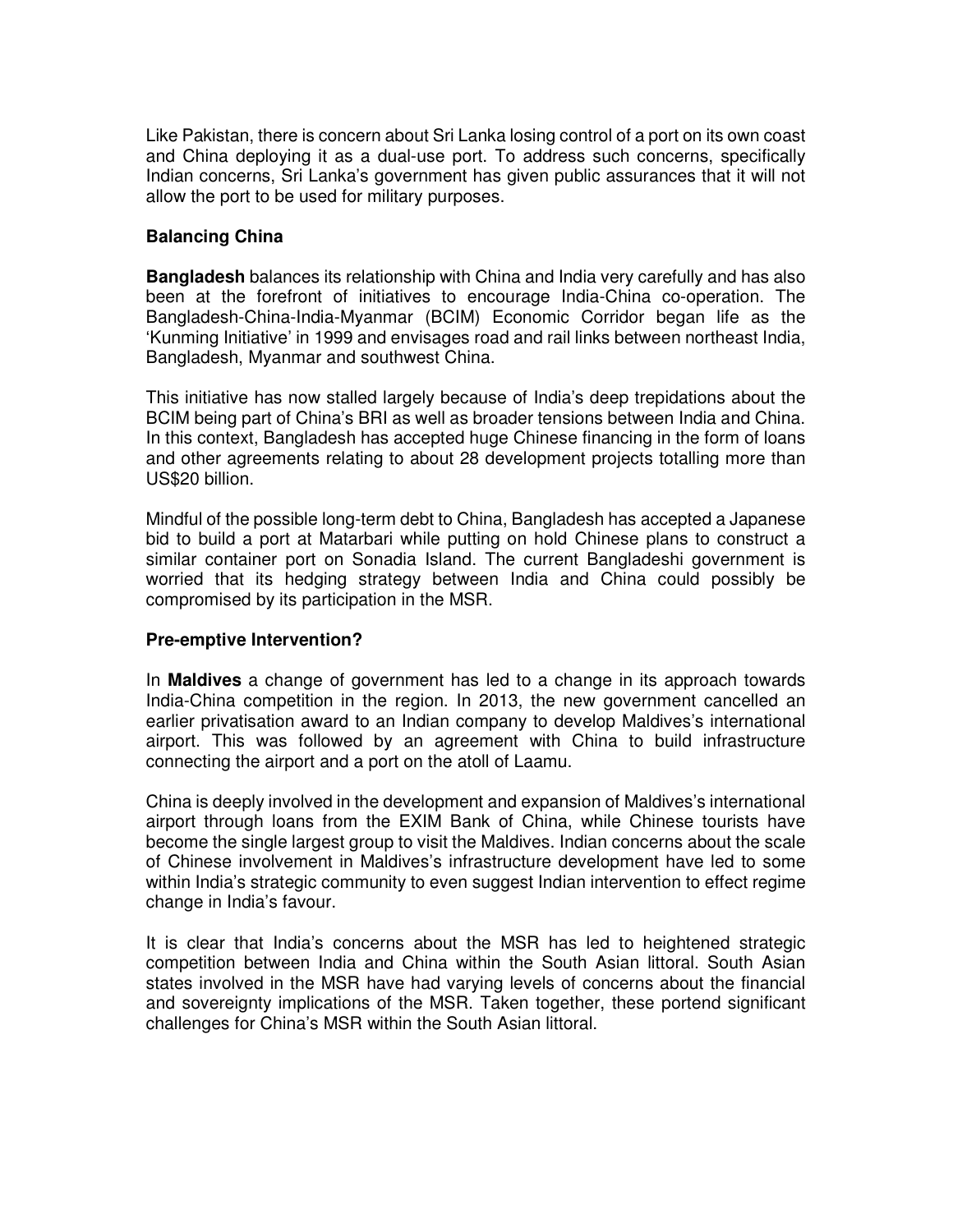Like Pakistan, there is concern about Sri Lanka losing control of a port on its own coast and China deploying it as a dual-use port. To address such concerns, specifically Indian concerns, Sri Lanka's government has given public assurances that it will not allow the port to be used for military purposes.

### Balancing China

**Bangladesh** balances its relationship with China and India very carefully and has also been at the forefront of initiatives to encourage India-China co-operation. The Bangladesh-China-India-Myanmar (BCIM) Economic Corridor began life as the 'Kunming Initiative' in 1999 and envisages road and rail links between northeast India, Bangladesh, Myanmar and southwest China.

This initiative has now stalled largely because of India's deep trepidations about the BCIM being part of China's BRI as well as broader tensions between India and China. In this context, Bangladesh has accepted huge Chinese financing in the form of loans and other agreements relating to about 28 development projects totalling more than US$20 billion.

Mindful of the possible long-term debt to China, Bangladesh has accepted a Japanese bid to build a port at Matarbari while putting on hold Chinese plans to construct a similar container port on Sonadia Island. The current Bangladeshi government is worried that its hedging strategy between India and China could possibly be compromised by its participation in the MSR.

### Pre-emptive Intervention?

In **Maldives** a change of government has led to a change in its approach towards India-China competition in the region. In 2013, the new government cancelled an earlier privatisation award to an Indian company to develop Maldives's international airport. This was followed by an agreement with China to build infrastructure connecting the airport and a port on the atoll of Laamu.

China is deeply involved in the development and expansion of Maldives's international airport through loans from the EXIM Bank of China, while Chinese tourists have become the single largest group to visit the Maldives. Indian concerns about the scale of Chinese involvement in Maldives's infrastructure development have led to some within India's strategic community to even suggest Indian intervention to effect regime change in India's favour.

It is clear that India's concerns about the MSR has led to heightened strategic competition between India and China within the South Asian littoral. South Asian states involved in the MSR have had varying levels of concerns about the financial and sovereignty implications of the MSR. Taken together, these portend significant challenges for China's MSR within the South Asian littoral.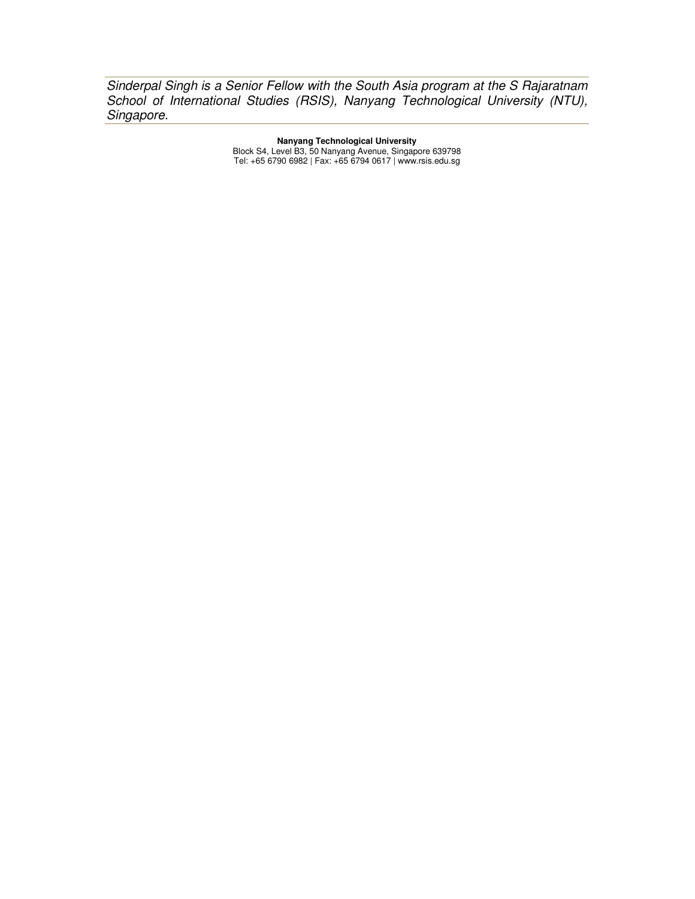*Sinderpal Singh is a Senior Fellow with the South Asia program at the S Rajaratnam School of International Studies (RSIS), Nanyang Technological University (NTU), Singapore.*

**Nanyang Technological University**

Block S4, Level B3, 50 Nanyang Avenue, Singapore 639798

Tel: +65 6790 6982 | Fax: +65 6794 0617 | www.rsis.edu.sg